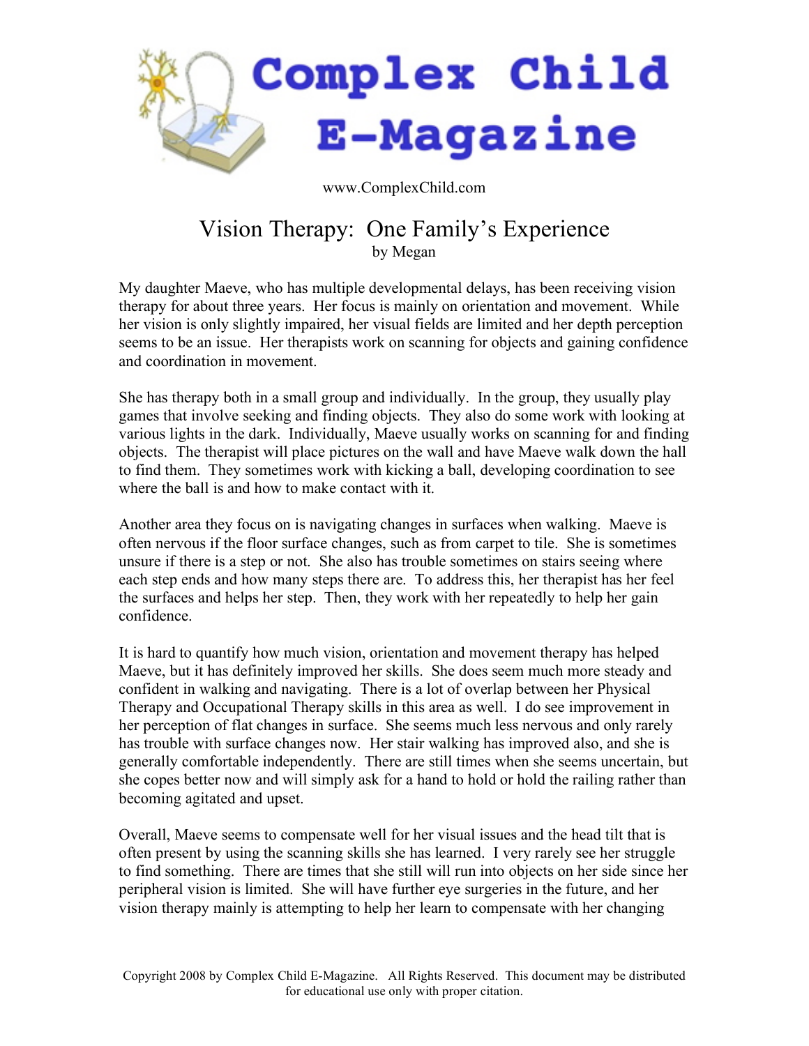# Complex Child E-Magazine

www.ComplexChild.com

## Vision Therapy: One Family's Experience

by Megan

My daughter Maeve, who has multiple developmental delays, has been receiving vision therapy for about three years. Her focus is mainly on orientation and movement. While her vision is only slightly impaired, her visual fields are limited and her depth perception seems to be an issue. Her therapists work on scanning for objects and gaining confidence and coordination in movement.

She has therapy both in a small group and individually. In the group, they usually play games that involve seeking and finding objects. They also do some work with looking at various lights in the dark. Individually, Maeve usually works on scanning for and finding objects. The therapist will place pictures on the wall and have Maeve walk down the hall to find them. They sometimes work with kicking a ball, developing coordination to see where the ball is and how to make contact with it.

Another area they focus on is navigating changes in surfaces when walking. Maeve is often nervous if the floor surface changes, such as from carpet to tile. She is sometimes unsure if there is a step or not. She also has trouble sometimes on stairs seeing where each step ends and how many steps there are. To address this, her therapist has her feel the surfaces and helps her step. Then, they work with her repeatedly to help her gain confidence.

It is hard to quantify how much vision, orientation and movement therapy has helped Maeve, but it has definitely improved her skills. She does seem much more steady and confident in walking and navigating. There is a lot of overlap between her Physical Therapy and Occupational Therapy skills in this area as well. I do see improvement in her perception of flat changes in surface. She seems much less nervous and only rarely has trouble with surface changes now. Her stair walking has improved also, and she is generally comfortable independently. There are still times when she seems uncertain, but she copes better now and will simply ask for a hand to hold or hold the railing rather than becoming agitated and upset.

Overall, Maeve seems to compensate well for her visual issues and the head tilt that is often present by using the scanning skills she has learned. I very rarely see her struggle to find something. There are times that she still will run into objects on her side since her peripheral vision is limited. She will have further eye surgeries in the future, and her vision therapy mainly is attempting to help her learn to compensate with her changing

Copyright 2008 by Complex Child E-Magazine. All Rights Reserved. This document may be distributed for educational use only with proper citation.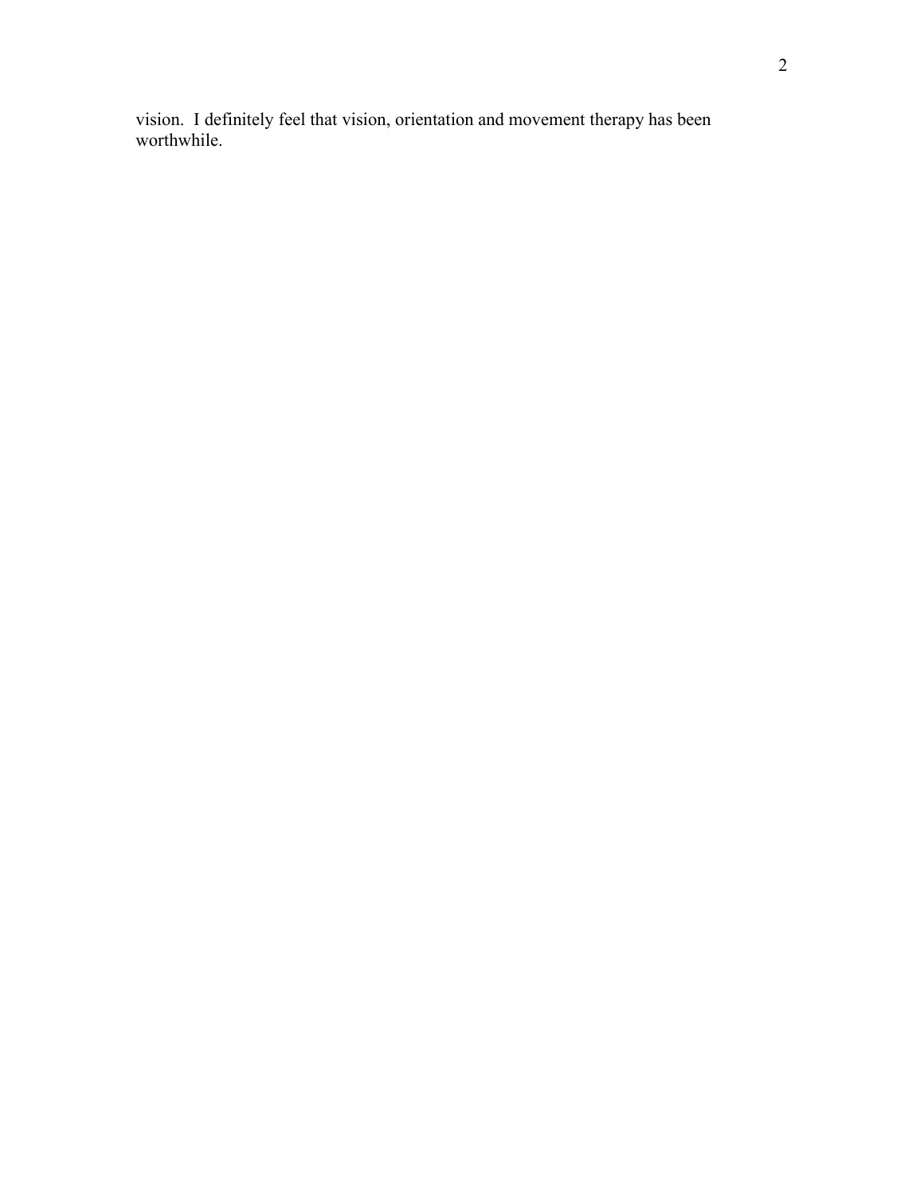vision. I definitely feel that vision, orientation and movement therapy has been worthwhile.